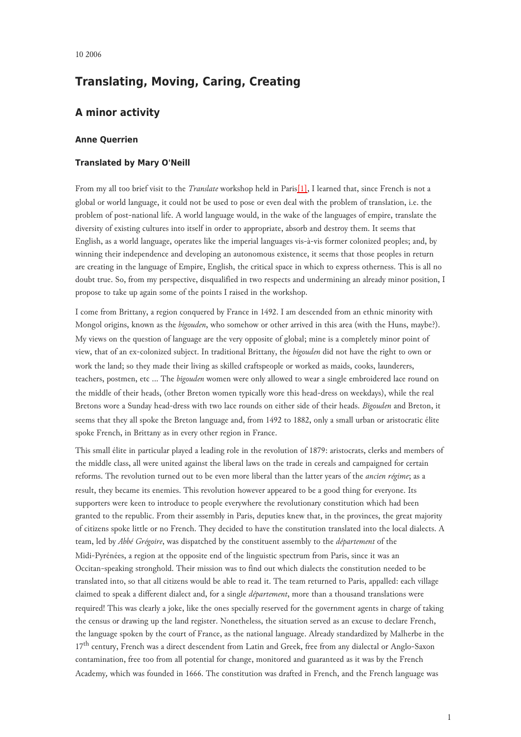10 2006

# Translating, Moving, Caring, Creating

## A minor activity

### Anne Querrien

### Translated by Mary O'Neill

From my all too brief visit to the *Translate* workshop held in Paris[1], I learned that, since French is not a global or world language, it could not be used to pose or even deal with the problem of translation, i.e. the problem of post-national life. A world language would, in the wake of the languages of empire, translate the diversity of existing cultures into itself in order to appropriate, absorb and destroy them. It seems that English, as a world language, operates like the imperial languages vis-à-vis former colonized peoples; and, by winning their independence and developing an autonomous existence, it seems that those peoples in return are creating in the language of Empire, English, the critical space in which to express otherness. This is all no doubt true. So, from my perspective, disqualified in two respects and undermining an already minor position, I propose to take up again some of the points I raised in the workshop.

I come from Brittany, a region conquered by France in 1492. I am descended from an ethnic minority with Mongol origins, known as the *bigouden*, who somehow or other arrived in this area (with the Huns, maybe?). My views on the question of language are the very opposite of global; mine is a completely minor point of view, that of an ex-colonized subject. In traditional Brittany, the *bigouden* did not have the right to own or work the land; so they made their living as skilled craftspeople or worked as maids, cooks, launderers, teachers, postmen, etc ... The *bigouden* women were only allowed to wear a single embroidered lace round on the middle of their heads, (other Breton women typically wore this head-dress on weekdays), while the real Bretons wore a Sunday head-dress with two lace rounds on either side of their heads. *Bigouden* and Breton, it seems that they all spoke the Breton language and, from 1492 to 1882, only a small urban or aristocratic élite spoke French, in Brittany as in every other region in France.

This small élite in particular played a leading role in the revolution of 1879: aristocrats, clerks and members of the middle class, all were united against the liberal laws on the trade in cereals and campaigned for certain reforms. The revolution turned out to be even more liberal than the latter years of the *ancien régime*; as a result, they became its enemies. This revolution however appeared to be a good thing for everyone. Its supporters were keen to introduce to people everywhere the revolutionary constitution which had been granted to the republic. From their assembly in Paris, deputies knew that, in the provinces, the great majority of citizens spoke little or no French. They decided to have the constitution translated into the local dialects. A team, led by *Abbé Grégoire*, was dispatched by the constituent assembly to the *département* of the Midi-Pyrénées, a region at the opposite end of the linguistic spectrum from Paris, since it was an Occitan-speaking stronghold. Their mission was to find out which dialects the constitution needed to be translated into, so that all citizens would be able to read it. The team returned to Paris, appalled: each village claimed to speak a different dialect and, for a single *département*, more than a thousand translations were required! This was clearly a joke, like the ones specially reserved for the government agents in charge of taking the census or drawing up the land register. Nonetheless, the situation served as an excuse to declare French, the language spoken by the court of France, as the national language. Already standardized by Malherbe in the 17th century, French was a direct descendent from Latin and Greek, free from any dialectal or Anglo-Saxon contamination, free too from all potential for change, monitored and guaranteed as it was by the French Academy*,* which was founded in 1666. The constitution was drafted in French, and the French language was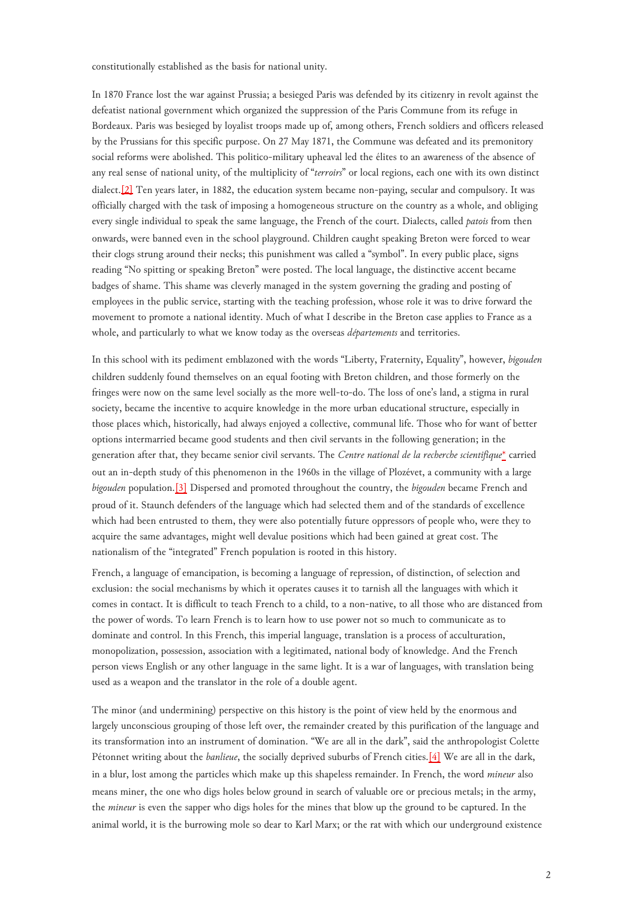constitutionally established as the basis for national unity.

In 1870 France lost the war against Prussia; a besieged Paris was defended by its citizenry in revolt against the defeatist national government which organized the suppression of the Paris Commune from its refuge in Bordeaux. Paris was besieged by loyalist troops made up of, among others, French soldiers and officers released by the Prussians for this specific purpose. On 27 May 1871, the Commune was defeated and its premonitory social reforms were abolished. This politico-military upheaval led the élites to an awareness of the absence of any real sense of national unity, of the multiplicity of "*terroirs*" or local regions, each one with its own distinct dialect.[2] Ten years later, in 1882, the education system became non-paying, secular and compulsory. It was officially charged with the task of imposing a homogeneous structure on the country as a whole, and obliging every single individual to speak the same language, the French of the court. Dialects, called *patois* from then onwards, were banned even in the school playground. Children caught speaking Breton were forced to wear their clogs strung around their necks; this punishment was called a "symbol". In every public place, signs reading "No spitting or speaking Breton" were posted. The local language, the distinctive accent became badges of shame. This shame was cleverly managed in the system governing the grading and posting of employees in the public service, starting with the teaching profession, whose role it was to drive forward the movement to promote a national identity. Much of what I describe in the Breton case applies to France as a whole, and particularly to what we know today as the overseas *départements* and territories.

In this school with its pediment emblazoned with the words "Liberty, Fraternity, Equality", however, *bigouden* children suddenly found themselves on an equal footing with Breton children, and those formerly on the fringes were now on the same level socially as the more well-to-do. The loss of one's land, a stigma in rural society, became the incentive to acquire knowledge in the more urban educational structure, especially in those places which, historically, had always enjoyed a collective, communal life. Those who for want of better options intermarried became good students and then civil servants in the following generation; in the generation after that, they became senior civil servants. The *Centre national de la recherche scientifique** carried out an in-depth study of this phenomenon in the 1960s in the village of Plozévet, a community with a large *bigouden* population.[3] Dispersed and promoted throughout the country, the *bigouden* became French and proud of it. Staunch defenders of the language which had selected them and of the standards of excellence which had been entrusted to them, they were also potentially future oppressors of people who, were they to acquire the same advantages, might well devalue positions which had been gained at great cost. The nationalism of the "integrated" French population is rooted in this history.

French, a language of emancipation, is becoming a language of repression, of distinction, of selection and exclusion: the social mechanisms by which it operates causes it to tarnish all the languages with which it comes in contact. It is difficult to teach French to a child, to a non-native, to all those who are distanced from the power of words. To learn French is to learn how to use power not so much to communicate as to dominate and control. In this French, this imperial language, translation is a process of acculturation, monopolization, possession, association with a legitimated, national body of knowledge. And the French person views English or any other language in the same light. It is a war of languages, with translation being used as a weapon and the translator in the role of a double agent.

The minor (and undermining) perspective on this history is the point of view held by the enormous and largely unconscious grouping of those left over, the remainder created by this purification of the language and its transformation into an instrument of domination. "We are all in the dark", said the anthropologist Colette Pétonnet writing about the *banlieue*, the socially deprived suburbs of French cities.[4] We are all in the dark, in a blur, lost among the particles which make up this shapeless remainder. In French, the word *mineur* also means miner, the one who digs holes below ground in search of valuable ore or precious metals; in the army, the *mineur* is even the sapper who digs holes for the mines that blow up the ground to be captured. In the animal world, it is the burrowing mole so dear to Karl Marx; or the rat with which our underground existence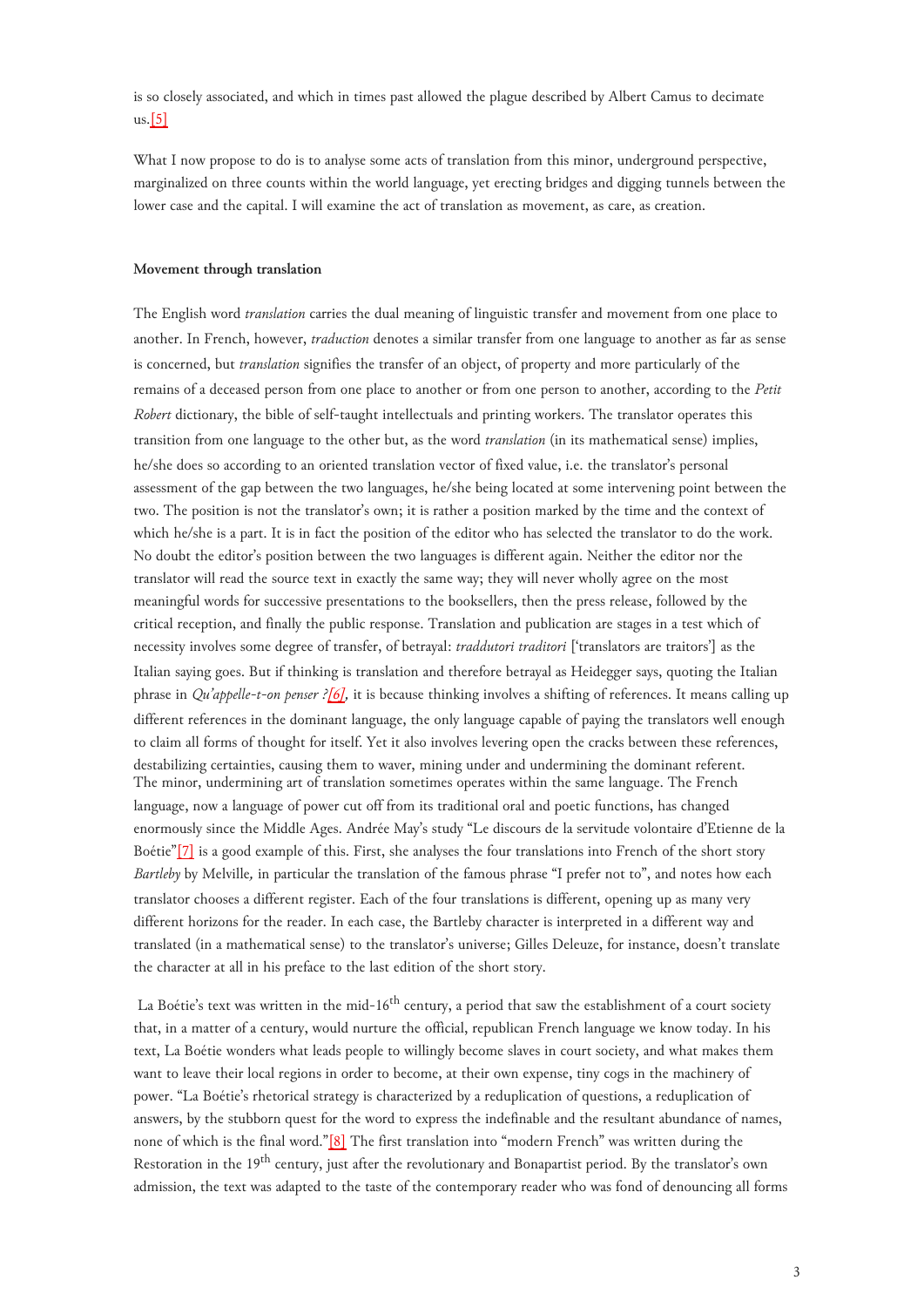is so closely associated, and which in times past allowed the plague described by Albert Camus to decimate us.[5]

What I now propose to do is to analyse some acts of translation from this minor, underground perspective, marginalized on three counts within the world language, yet erecting bridges and digging tunnels between the lower case and the capital. I will examine the act of translation as movement, as care, as creation.

**Movement through translation**

The English word *translation* carries the dual meaning of linguistic transfer and movement from one place to another. In French, however, *traduction* denotes a similar transfer from one language to another as far as sense is concerned, but *translation* signifies the transfer of an object, of property and more particularly of the remains of a deceased person from one place to another or from one person to another, according to the *Petit Robert* dictionary, the bible of self-taught intellectuals and printing workers. The translator operates this transition from one language to the other but, as the word *translation* (in its mathematical sense) implies, he/she does so according to an oriented translation vector of fixed value, i.e. the translator's personal assessment of the gap between the two languages, he/she being located at some intervening point between the two. The position is not the translator's own; it is rather a position marked by the time and the context of which he/she is a part. It is in fact the position of the editor who has selected the translator to do the work. No doubt the editor's position between the two languages is different again. Neither the editor nor the translator will read the source text in exactly the same way; they will never wholly agree on the most meaningful words for successive presentations to the booksellers, then the press release, followed by the critical reception, and finally the public response. Translation and publication are stages in a test which of necessity involves some degree of transfer, of betrayal: *traddutori traditori* ['translators are traitors'] as the Italian saying goes. But if thinking is translation and therefore betrayal as Heidegger says, quoting the Italian phrase in *Qu'appelle-t-on penser ?*[6], it is because thinking involves a shifting of references. It means calling up different references in the dominant language, the only language capable of paying the translators well enough to claim all forms of thought for itself. Yet it also involves levering open the cracks between these references, destabilizing certainties, causing them to waver, mining under and undermining the dominant referent.
The minor, undermining art of translation sometimes operates within the same language. The French language, now a language of power cut off from its traditional oral and poetic functions, has changed enormously since the Middle Ages. Andrée May's study "Le discours de la servitude volontaire d'Etienne de la Boétie"[7] is a good example of this. First, she analyses the four translations into French of the short story *Bartleby* by Melville, in particular the translation of the famous phrase "I prefer not to", and notes how each translator chooses a different register. Each of the four translations is different, opening up as many very different horizons for the reader. In each case, the Bartleby character is interpreted in a different way and translated (in a mathematical sense) to the translator's universe; Gilles Deleuze, for instance, doesn't translate the character at all in his preface to the last edition of the short story.

La Boétie's text was written in the mid-16th century, a period that saw the establishment of a court society that, in a matter of a century, would nurture the official, republican French language we know today. In his text, La Boétie wonders what leads people to willingly become slaves in court society, and what makes them want to leave their local regions in order to become, at their own expense, tiny cogs in the machinery of power. "La Boétie's rhetorical strategy is characterized by a reduplication of questions, a reduplication of answers, by the stubborn quest for the word to express the indefinable and the resultant abundance of names, none of which is the final word."[8] The first translation into "modern French" was written during the Restoration in the 19th century, just after the revolutionary and Bonapartist period. By the translator's own admission, the text was adapted to the taste of the contemporary reader who was fond of denouncing all forms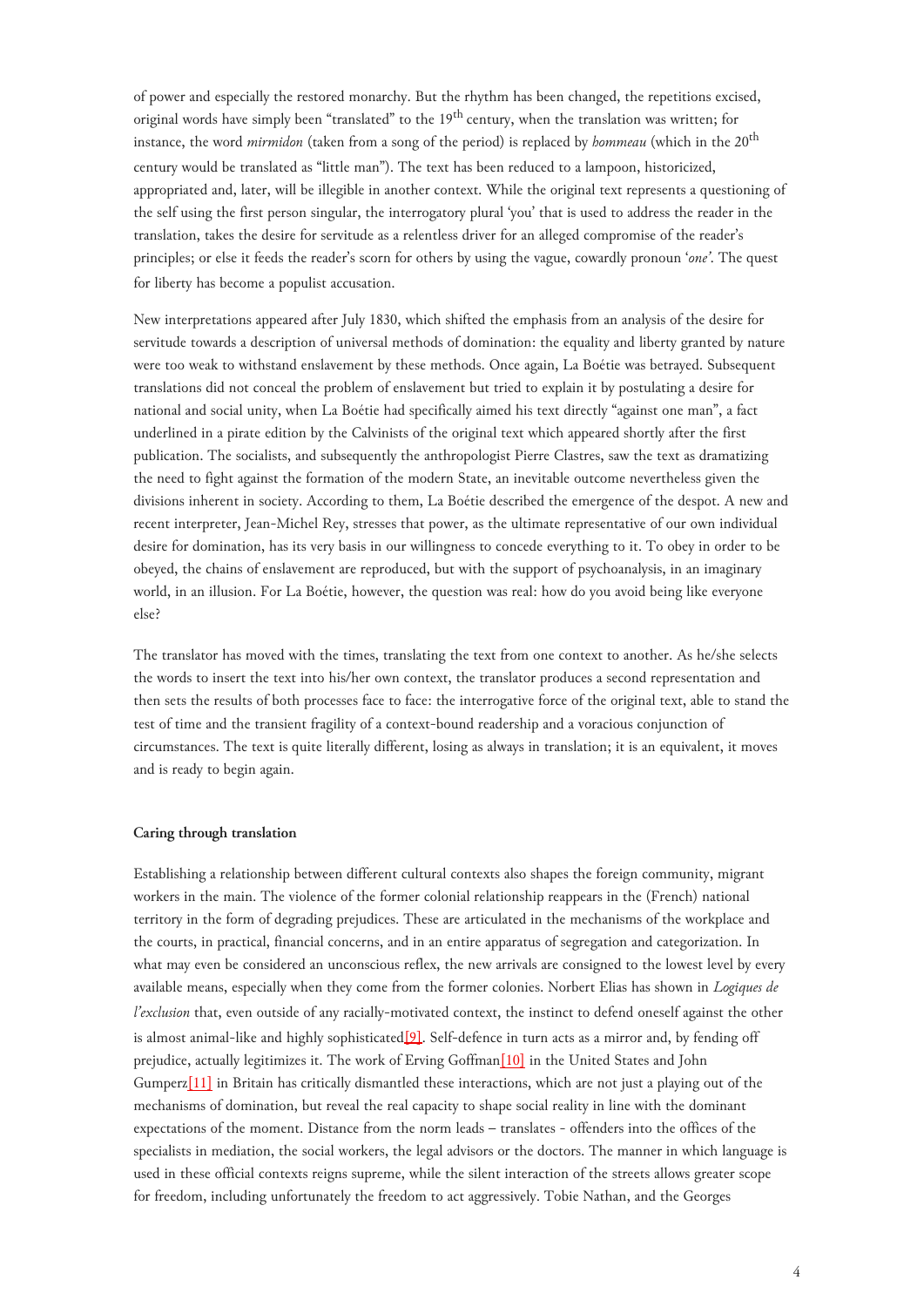of power and especially the restored monarchy. But the rhythm has been changed, the repetitions excised, original words have simply been "translated" to the 19th century, when the translation was written; for instance, the word *mirmidon* (taken from a song of the period) is replaced by *hommeau* (which in the 20th century would be translated as "little man"). The text has been reduced to a lampoon, historicized, appropriated and, later, will be illegible in another context. While the original text represents a questioning of the self using the first person singular, the interrogatory plural 'you' that is used to address the reader in the translation, takes the desire for servitude as a relentless driver for an alleged compromise of the reader's principles; or else it feeds the reader's scorn for others by using the vague, cowardly pronoun '*one*'. The quest for liberty has become a populist accusation.

New interpretations appeared after July 1830, which shifted the emphasis from an analysis of the desire for servitude towards a description of universal methods of domination: the equality and liberty granted by nature were too weak to withstand enslavement by these methods. Once again, La Boétie was betrayed. Subsequent translations did not conceal the problem of enslavement but tried to explain it by postulating a desire for national and social unity, when La Boétie had specifically aimed his text directly "against one man", a fact underlined in a pirate edition by the Calvinists of the original text which appeared shortly after the first publication. The socialists, and subsequently the anthropologist Pierre Clastres, saw the text as dramatizing the need to fight against the formation of the modern State, an inevitable outcome nevertheless given the divisions inherent in society. According to them, La Boétie described the emergence of the despot. A new and recent interpreter, Jean-Michel Rey, stresses that power, as the ultimate representative of our own individual desire for domination, has its very basis in our willingness to concede everything to it. To obey in order to be obeyed, the chains of enslavement are reproduced, but with the support of psychoanalysis, in an imaginary world, in an illusion. For La Boétie, however, the question was real: how do you avoid being like everyone else?

The translator has moved with the times, translating the text from one context to another. As he/she selects the words to insert the text into his/her own context, the translator produces a second representation and then sets the results of both processes face to face: the interrogative force of the original text, able to stand the test of time and the transient fragility of a context-bound readership and a voracious conjunction of circumstances. The text is quite literally different, losing as always in translation; it is an equivalent, it moves and is ready to begin again.

**Caring through translation**

Establishing a relationship between different cultural contexts also shapes the foreign community, migrant workers in the main. The violence of the former colonial relationship reappears in the (French) national territory in the form of degrading prejudices. These are articulated in the mechanisms of the workplace and the courts, in practical, financial concerns, and in an entire apparatus of segregation and categorization. In what may even be considered an unconscious reflex, the new arrivals are consigned to the lowest level by every available means, especially when they come from the former colonies. Norbert Elias has shown in *Logiques de l'exclusion* that, even outside of any racially-motivated context, the instinct to defend oneself against the other is almost animal-like and highly sophisticated[9]. Self-defence in turn acts as a mirror and, by fending off prejudice, actually legitimizes it. The work of Erving Goffman[10] in the United States and John Gumperz[11] in Britain has critically dismantled these interactions, which are not just a playing out of the mechanisms of domination, but reveal the real capacity to shape social reality in line with the dominant expectations of the moment. Distance from the norm leads – translates - offenders into the offices of the specialists in mediation, the social workers, the legal advisors or the doctors. The manner in which language is used in these official contexts reigns supreme, while the silent interaction of the streets allows greater scope for freedom, including unfortunately the freedom to act aggressively. Tobie Nathan, and the Georges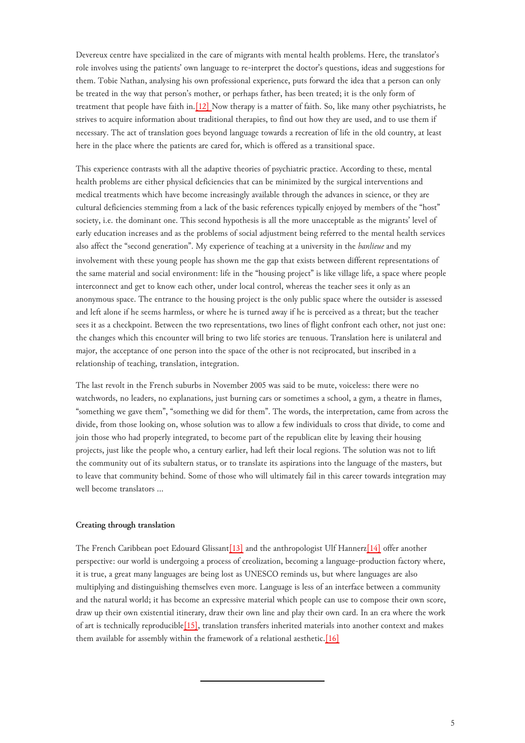Devereux centre have specialized in the care of migrants with mental health problems. Here, the translator's role involves using the patients' own language to re-interpret the doctor's questions, ideas and suggestions for them. Tobie Nathan, analysing his own professional experience, puts forward the idea that a person can only be treated in the way that person's mother, or perhaps father, has been treated; it is the only form of treatment that people have faith in.[12] Now therapy is a matter of faith. So, like many other psychiatrists, he strives to acquire information about traditional therapies, to find out how they are used, and to use them if necessary. The act of translation goes beyond language towards a recreation of life in the old country, at least here in the place where the patients are cared for, which is offered as a transitional space.

This experience contrasts with all the adaptive theories of psychiatric practice. According to these, mental health problems are either physical deficiencies that can be minimized by the surgical interventions and medical treatments which have become increasingly available through the advances in science, or they are cultural deficiencies stemming from a lack of the basic references typically enjoyed by members of the "host" society, i.e. the dominant one. This second hypothesis is all the more unacceptable as the migrants' level of early education increases and as the problems of social adjustment being referred to the mental health services also affect the "second generation". My experience of teaching at a university in the *banlieue* and my involvement with these young people has shown me the gap that exists between different representations of the same material and social environment: life in the "housing project" is like village life, a space where people interconnect and get to know each other, under local control, whereas the teacher sees it only as an anonymous space. The entrance to the housing project is the only public space where the outsider is assessed and left alone if he seems harmless, or where he is turned away if he is perceived as a threat; but the teacher sees it as a checkpoint. Between the two representations, two lines of flight confront each other, not just one: the changes which this encounter will bring to two life stories are tenuous. Translation here is unilateral and major, the acceptance of one person into the space of the other is not reciprocated, but inscribed in a relationship of teaching, translation, integration.

The last revolt in the French suburbs in November 2005 was said to be mute, voiceless: there were no watchwords, no leaders, no explanations, just burning cars or sometimes a school, a gym, a theatre in flames, "something we gave them", "something we did for them". The words, the interpretation, came from across the divide, from those looking on, whose solution was to allow a few individuals to cross that divide, to come and join those who had properly integrated, to become part of the republican elite by leaving their housing projects, just like the people who, a century earlier, had left their local regions. The solution was not to lift the community out of its subaltern status, or to translate its aspirations into the language of the masters, but to leave that community behind. Some of those who will ultimately fail in this career towards integration may well become translators ...

**Creating through translation**

The French Caribbean poet Edouard Glissant[13] and the anthropologist Ulf Hannerz[14] offer another perspective: our world is undergoing a process of creolization, becoming a language-production factory where, it is true, a great many languages are being lost as UNESCO reminds us, but where languages are also multiplying and distinguishing themselves even more. Language is less of an interface between a community and the natural world; it has become an expressive material which people can use to compose their own score, draw up their own existential itinerary, draw their own line and play their own card. In an era where the work of art is technically reproducible[15], translation transfers inherited materials into another context and makes them available for assembly within the framework of a relational aesthetic.[16]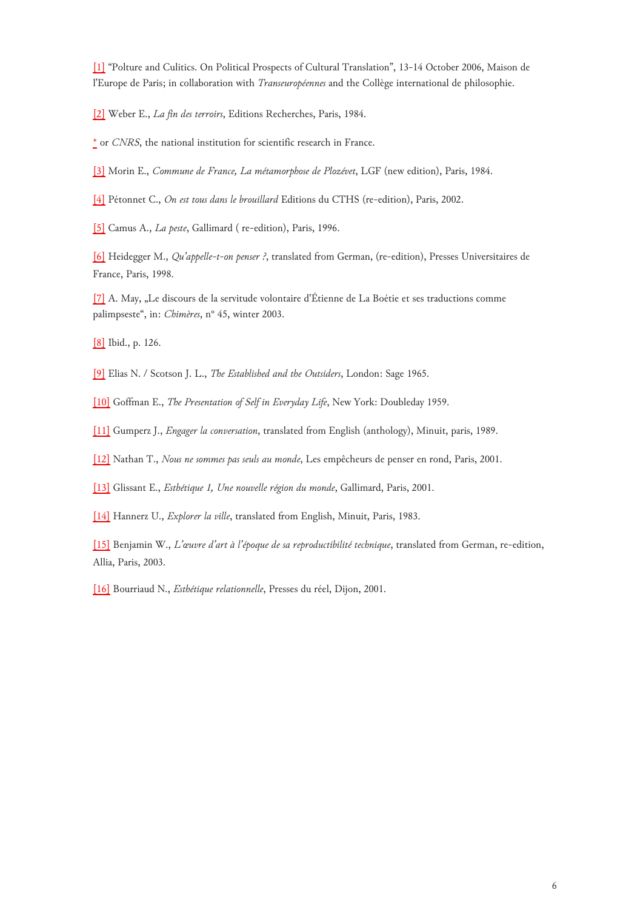[1] "Polture and Culitics. On Political Prospects of Cultural Translation", 13-14 October 2006, Maison de l'Europe de Paris; in collaboration with *Transeuropéennes* and the Collège international de philosophie.

[2] Weber E., *La fin des terroirs*, Editions Recherches, Paris, 1984.

* or *CNRS*, the national institution for scientific research in France.

[3] Morin E., *Commune de France, La métamorphose de Plozévet*, LGF (new edition), Paris, 1984.

[4] Pétonnet C., *On est tous dans le brouillard* Editions du CTHS (re-edition), Paris, 2002.

[5] Camus A., *La peste*, Gallimard ( re-edition), Paris, 1996.

[6] Heidegger M., *Qu'appelle-t-on penser ?*, translated from German, (re-edition), Presses Universitaires de France, Paris, 1998.

[7] A. May, „Le discours de la servitude volontaire d'Étienne de La Boétie et ses traductions comme palimpseste", in: *Chimères*, n° 45, winter 2003.

[8] Ibid., p. 126.

[9] Elias N. / Scotson J. L., *The Established and the Outsiders*, London: Sage 1965.

[10] Goffman E., *The Presentation of Self in Everyday Life*, New York: Doubleday 1959.

[11] Gumperz J., *Engager la conversation*, translated from English (anthology), Minuit, paris, 1989.

[12] Nathan T., *Nous ne sommes pas seuls au monde*, Les empêcheurs de penser en rond, Paris, 2001.

[13] Glissant E., *Esthétique 1, Une nouvelle région du monde*, Gallimard, Paris, 2001.

[14] Hannerz U., *Explorer la ville*, translated from English, Minuit, Paris, 1983.

[15] Benjamin W., *L'œuvre d'art à l'époque de sa reproductibilité technique*, translated from German, re-edition, Allia, Paris, 2003.

[16] Bourriaud N., *Esthétique relationnelle*, Presses du réel, Dijon, 2001.